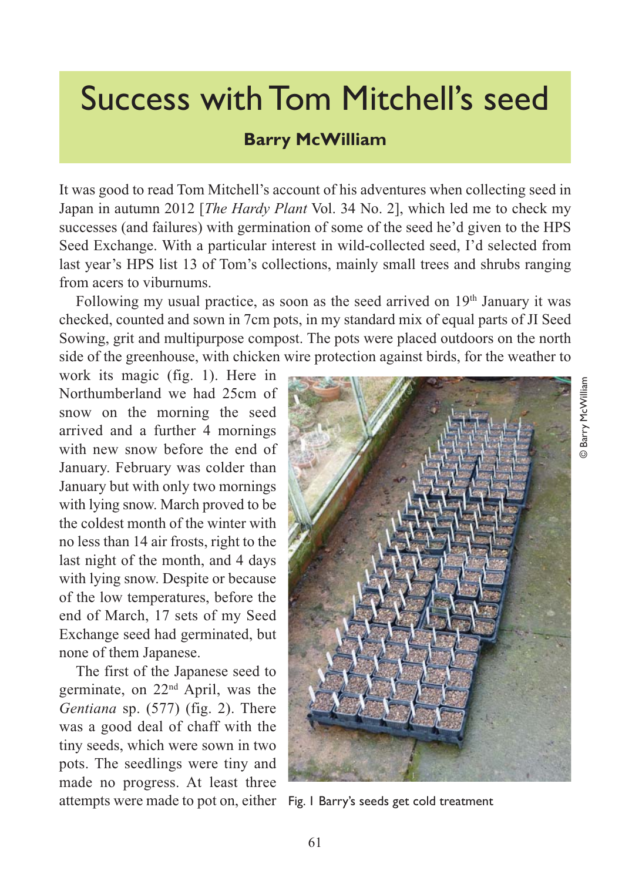# Success with Tom Mitchell's seed

## Barry McWilliam

It was good to read Tom Mitchell's account of his adventures when collecting seed in Japan in autumn 2012 [*The Hardy Plant* Vol. 34 No. 2], which led me to check my successes (and failures) with germination of some of the seed he'd given to the HPS Seed Exchange. With a particular interest in wild-collected seed, I'd selected from last year's HPS list 13 of Tom's collections, mainly small trees and shrubs ranging from acers to viburnums.

Following my usual practice, as soon as the seed arrived on 19th January it was checked, counted and sown in 7cm pots, in my standard mix of equal parts of JI Seed Sowing, grit and multipurpose compost. The pots were placed outdoors on the north side of the greenhouse, with chicken wire protection against birds, for the weather to work its magic (fig. 1). Here in Northumberland we had 25cm of snow on the morning the seed arrived and a further 4 mornings with new snow before the end of January. February was colder than January but with only two mornings with lying snow. March proved to be the coldest month of the winter with no less than 14 air frosts, right to the last night of the month, and 4 days with lying snow. Despite or because of the low temperatures, before the end of March, 17 sets of my Seed Exchange seed had germinated, but none of them Japanese.

© Barry McWilliam

Fig. 1 Barry's seeds get cold treatment

The first of the Japanese seed to germinate, on 22nd April, was the *Gentiana* sp. (577) (fig. 2). There was a good deal of chaff with the tiny seeds, which were sown in two pots. The seedlings were tiny and made no progress. At least three attempts were made to pot on, either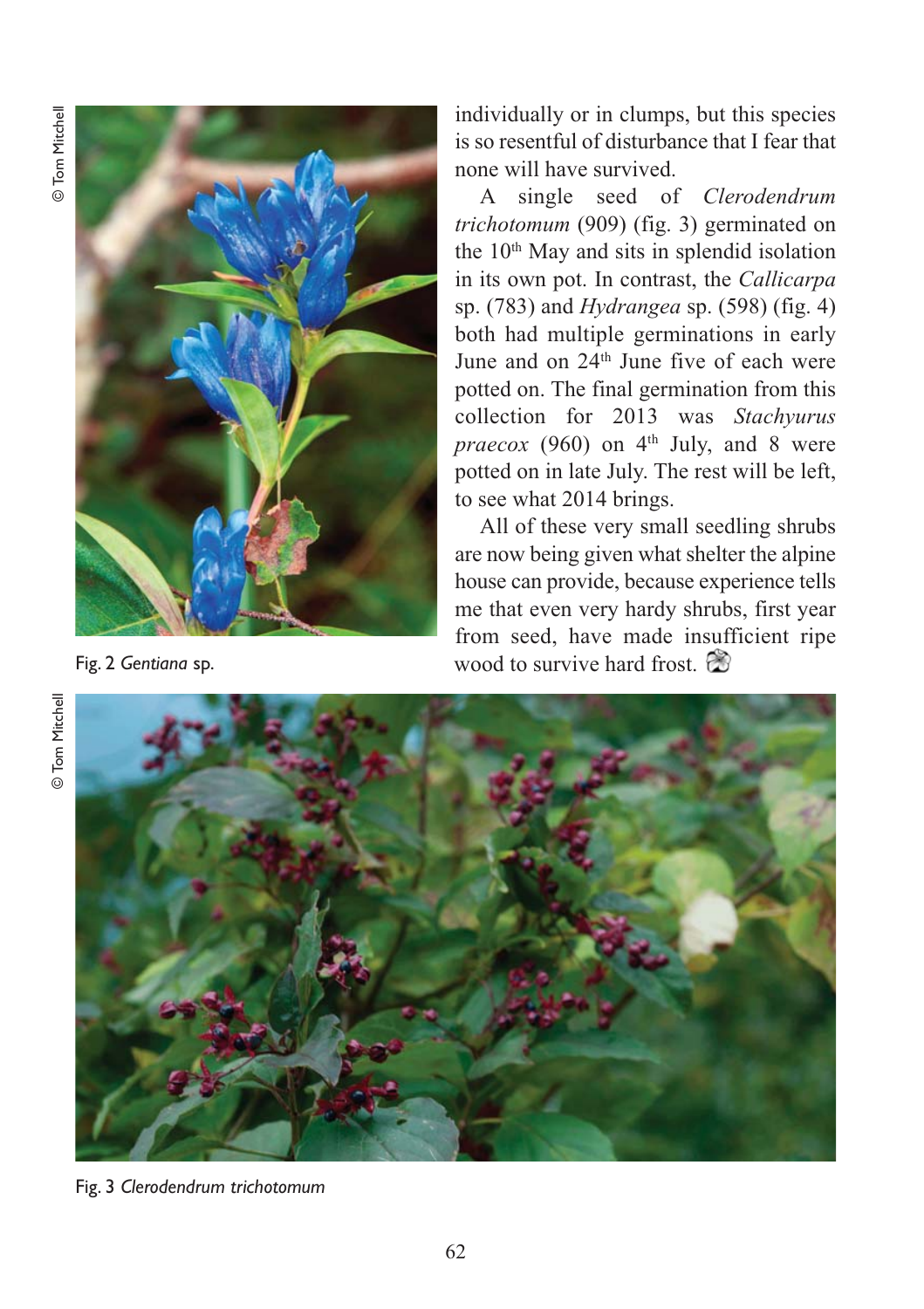Fig. 2 *Gentiana* sp.

individually or in clumps, but this species is so resentful of disturbance that I fear that none will have survived.

A single seed of *Clerodendrum trichotomum* (909) (fig. 3) germinated on the 10th May and sits in splendid isolation in its own pot. In contrast, the *Callicarpa* sp. (783) and *Hydrangea* sp. (598) (fig. 4) both had multiple germinations in early June and on 24th June five of each were potted on. The final germination from this collection for 2013 was *Stachyurus praecox* (960) on 4th July, and 8 were potted on in late July. The rest will be left, to see what 2014 brings.

All of these very small seedling shrubs are now being given what shelter the alpine house can provide, because experience tells me that even very hardy shrubs, first year from seed, have made insufficient ripe wood to survive hard frost.

Fig. 3 *Clerodendrum trichotomum*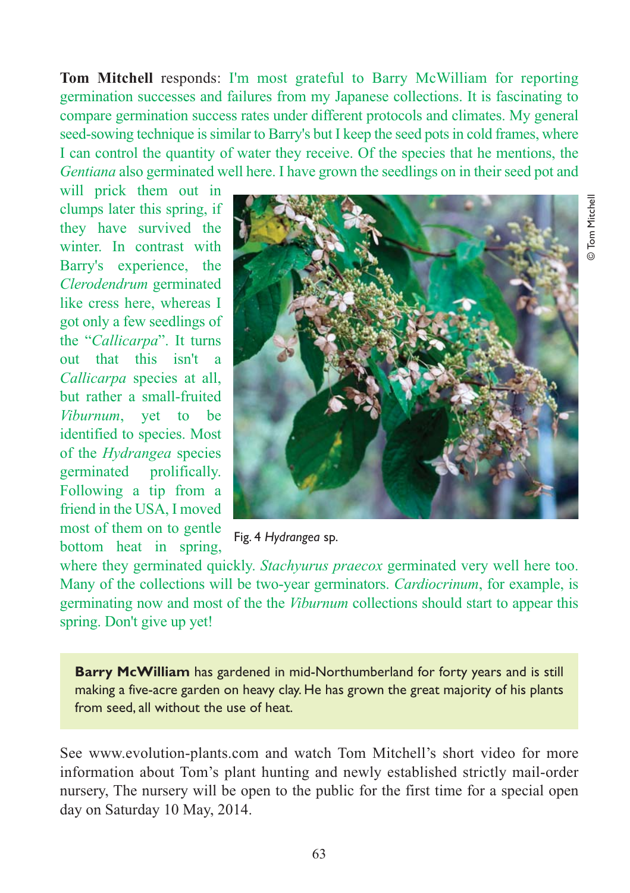**Tom Mitchell** responds: I'm most grateful to Barry McWilliam for reporting germination successes and failures from my Japanese collections. It is fascinating to compare germination success rates under different protocols and climates. My general seed-sowing technique is similar to Barry's but I keep the seed pots in cold frames, where I can control the quantity of water they receive. Of the species that he mentions, the *Gentiana* also germinated well here. I have grown the seedlings on in their seed pot and will prick them out in clumps later this spring, if they have survived the winter. In contrast with Barry's experience, the *Clerodendrum* germinated like cress here, whereas I got only a few seedlings of the "*Callicarpa*". It turns out that this isn't a *Callicarpa* species at all, but rather a small-fruited *Viburnum*, yet to be identified to species. Most of the *Hydrangea* species germinated prolifically. Following a tip from a friend in the USA, I moved most of them on to gentle bottom heat in spring, where they germinated quickly. *Stachyurus praecox* germinated very well here too. Many of the collections will be two-year germinators. *Cardiocrinum*, for example, is germinating now and most of the the *Viburnum* collections should start to appear this spring. Don't give up yet!

© Tom Mitchell

Fig. 4 *Hydrangea* sp.

**Barry McWilliam** has gardened in mid-Northumberland for forty years and is still making a five-acre garden on heavy clay. He has grown the great majority of his plants from seed, all without the use of heat.

See www.evolution-plants.com and watch Tom Mitchell's short video for more information about Tom's plant hunting and newly established strictly mail-order nursery, The nursery will be open to the public for the first time for a special open day on Saturday 10 May, 2014.